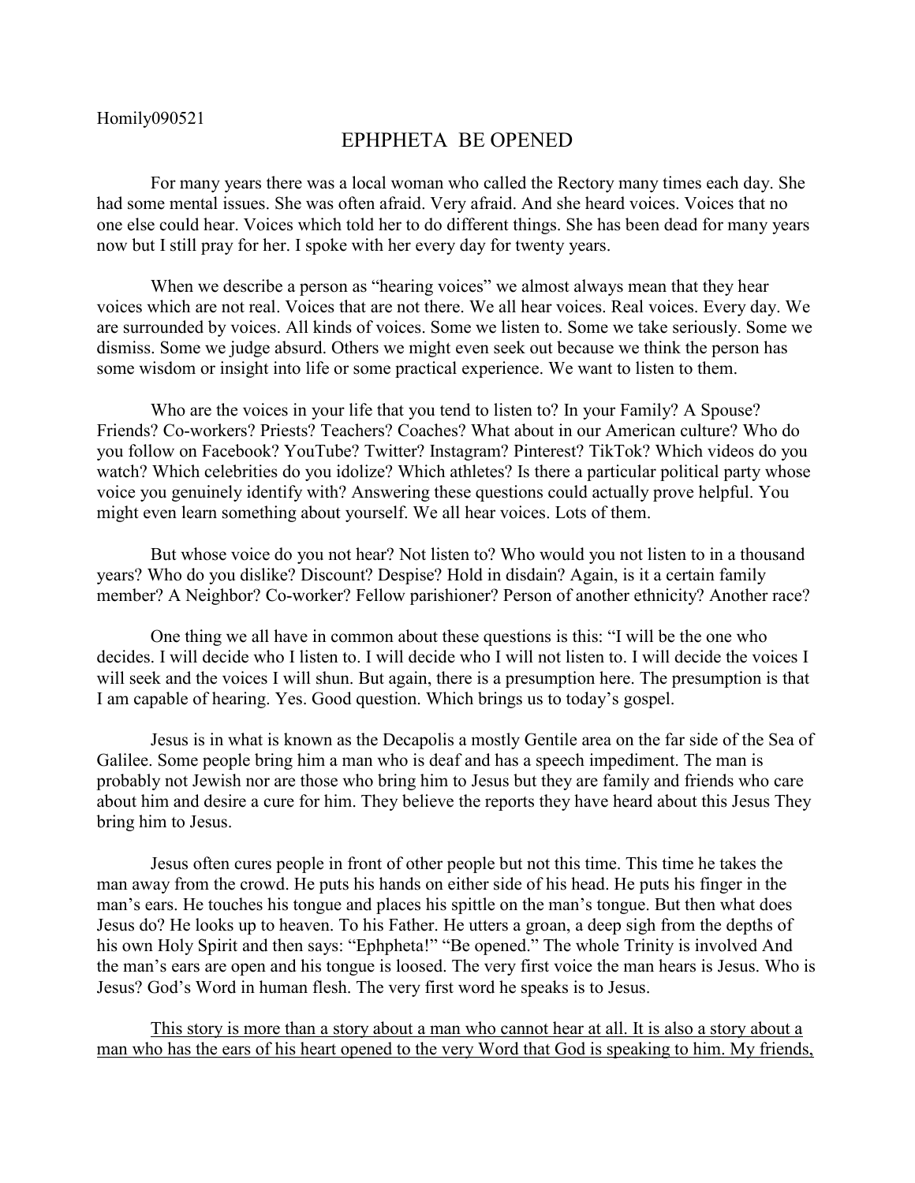Homily090521

# EPHPHETA BE OPENED

For many years there was a local woman who called the Rectory many times each day. She had some mental issues. She was often afraid. Very afraid. And she heard voices. Voices that no one else could hear. Voices which told her to do different things. She has been dead for many years now but I still pray for her. I spoke with her every day for twenty years.

When we describe a person as "hearing voices" we almost always mean that they hear voices which are not real. Voices that are not there. We all hear voices. Real voices. Every day. We are surrounded by voices. All kinds of voices. Some we listen to. Some we take seriously. Some we dismiss. Some we judge absurd. Others we might even seek out because we think the person has some wisdom or insight into life or some practical experience. We want to listen to them.

Who are the voices in your life that you tend to listen to? In your Family? A Spouse? Friends? Co-workers? Priests? Teachers? Coaches? What about in our American culture? Who do you follow on Facebook? YouTube? Twitter? Instagram? Pinterest? TikTok? Which videos do you watch? Which celebrities do you idolize? Which athletes? Is there a particular political party whose voice you genuinely identify with? Answering these questions could actually prove helpful. You might even learn something about yourself. We all hear voices. Lots of them.

But whose voice do you not hear? Not listen to? Who would you not listen to in a thousand years? Who do you dislike? Discount? Despise? Hold in disdain? Again, is it a certain family member? A Neighbor? Co-worker? Fellow parishioner? Person of another ethnicity? Another race?

One thing we all have in common about these questions is this: "I will be the one who decides. I will decide who I listen to. I will decide who I will not listen to. I will decide the voices I will seek and the voices I will shun. But again, there is a presumption here. The presumption is that I am capable of hearing. Yes. Good question. Which brings us to today's gospel.

Jesus is in what is known as the Decapolis a mostly Gentile area on the far side of the Sea of Galilee. Some people bring him a man who is deaf and has a speech impediment. The man is probably not Jewish nor are those who bring him to Jesus but they are family and friends who care about him and desire a cure for him. They believe the reports they have heard about this Jesus They bring him to Jesus.

Jesus often cures people in front of other people but not this time. This time he takes the man away from the crowd. He puts his hands on either side of his head. He puts his finger in the man's ears. He touches his tongue and places his spittle on the man's tongue. But then what does Jesus do? He looks up to heaven. To his Father. He utters a groan, a deep sigh from the depths of his own Holy Spirit and then says: "Ephpheta!" "Be opened." The whole Trinity is involved And the man's ears are open and his tongue is loosed. The very first voice the man hears is Jesus. Who is Jesus? God's Word in human flesh. The very first word he speaks is to Jesus.

<u>This story is more than a story about a man who cannot hear at all. It is also a story about a man who has the ears of his heart opened to the very Word that God is speaking to him. My friends,</u>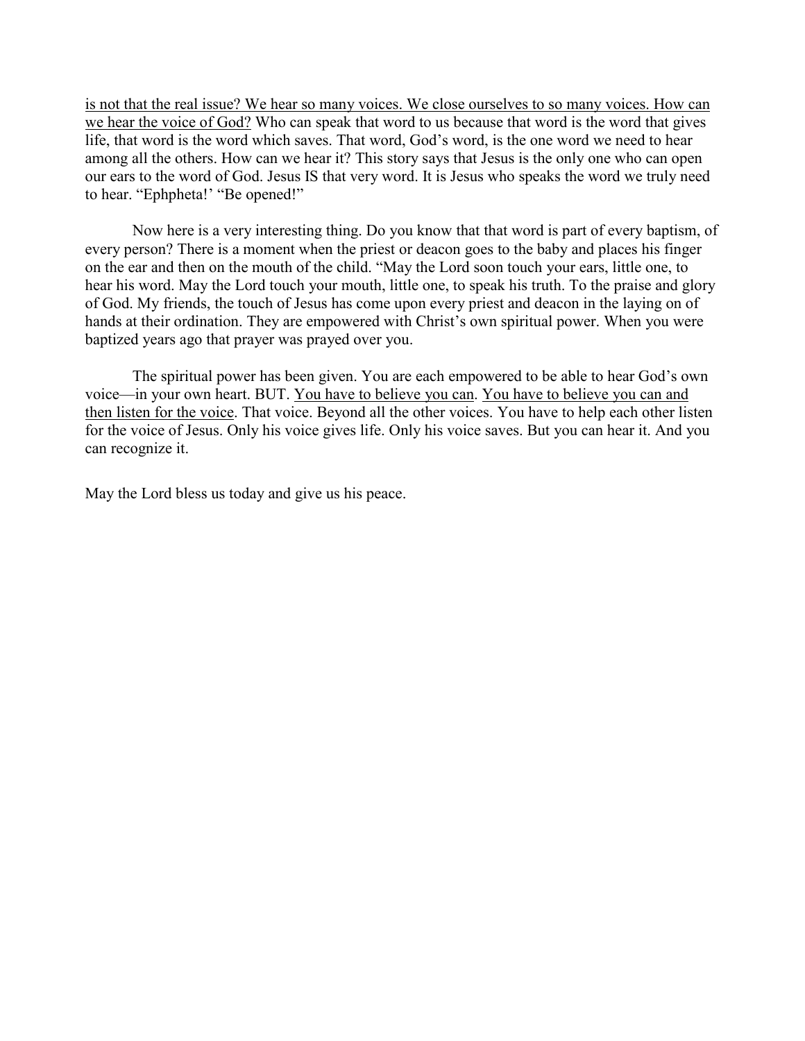<u>is not that the real issue? We hear so many voices. We close ourselves to so many voices. How can we hear the voice of God?</u> Who can speak that word to us because that word is the word that gives life, that word is the word which saves. That word, God's word, is the one word we need to hear among all the others. How can we hear it? This story says that Jesus is the only one who can open our ears to the word of God. Jesus IS that very word. It is Jesus who speaks the word we truly need to hear. "Ephpheta!' "Be opened!"

Now here is a very interesting thing. Do you know that that word is part of every baptism, of every person? There is a moment when the priest or deacon goes to the baby and places his finger on the ear and then on the mouth of the child. "May the Lord soon touch your ears, little one, to hear his word. May the Lord touch your mouth, little one, to speak his truth. To the praise and glory of God. My friends, the touch of Jesus has come upon every priest and deacon in the laying on of hands at their ordination. They are empowered with Christ's own spiritual power. When you were baptized years ago that prayer was prayed over you.

The spiritual power has been given. You are each empowered to be able to hear God's own voice—in your own heart. BUT. <u>You have to believe you can</u>. <u>You have to believe you can and then listen for the voice</u>. That voice. Beyond all the other voices. You have to help each other listen for the voice of Jesus. Only his voice gives life. Only his voice saves. But you can hear it. And you can recognize it.

May the Lord bless us today and give us his peace.